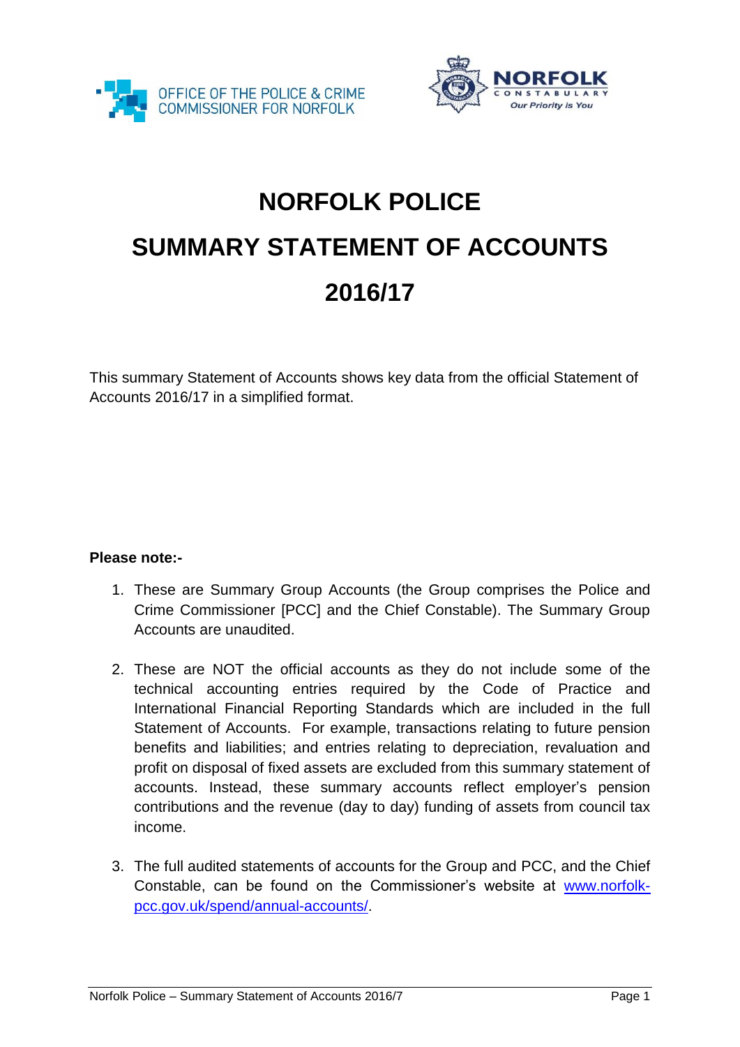OFFICE OF THE POLICE & CRIME COMMISSIONER FOR NORFOLK

NORFOLK CONSTABULARY
*Our Priority is You*

# NORFOLK POLICE

# SUMMARY STATEMENT OF ACCOUNTS

# 2016/17

This summary Statement of Accounts shows key data from the official Statement of Accounts 2016/17 in a simplified format.

**Please note:-**

1. These are Summary Group Accounts (the Group comprises the Police and Crime Commissioner [PCC] and the Chief Constable). The Summary Group Accounts are unaudited.

2. These are NOT the official accounts as they do not include some of the technical accounting entries required by the Code of Practice and International Financial Reporting Standards which are included in the full Statement of Accounts. For example, transactions relating to future pension benefits and liabilities; and entries relating to depreciation, revaluation and profit on disposal of fixed assets are excluded from this summary statement of accounts. Instead, these summary accounts reflect employer's pension contributions and the revenue (day to day) funding of assets from council tax income.

3. The full audited statements of accounts for the Group and PCC, and the Chief Constable, can be found on the Commissioner's website at [www.norfolk-pcc.gov.uk/spend/annual-accounts/](http://www.norfolk-pcc.gov.uk/spend/annual-accounts/).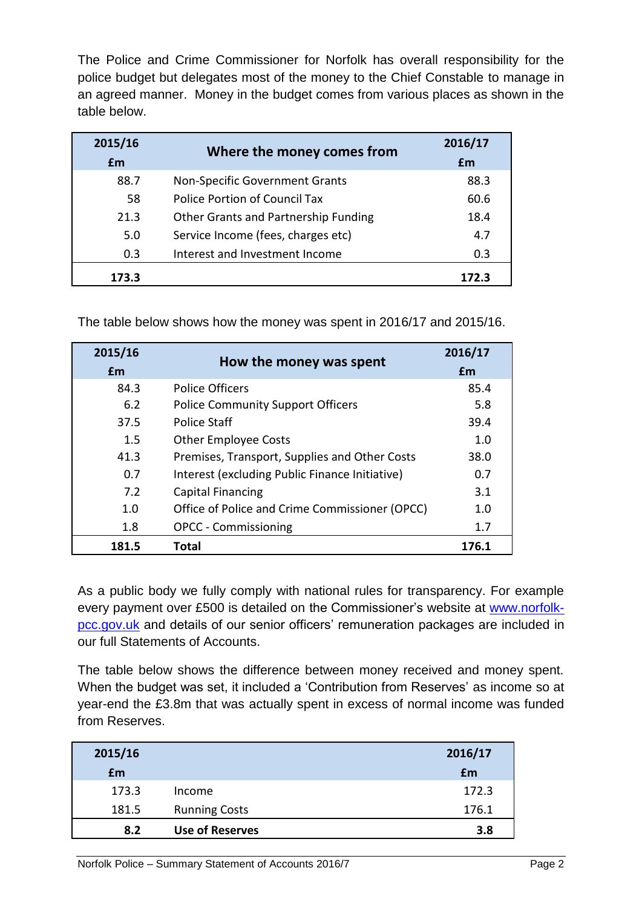The Police and Crime Commissioner for Norfolk has overall responsibility for the police budget but delegates most of the money to the Chief Constable to manage in an agreed manner. Money in the budget comes from various places as shown in the table below.

| 2015/16 £m | Where the money comes from | 2016/17 £m |
|---|---|---|
| 88.7 | Non-Specific Government Grants | 88.3 |
| 58 | Police Portion of Council Tax | 60.6 |
| 21.3 | Other Grants and Partnership Funding | 18.4 |
| 5.0 | Service Income (fees, charges etc) | 4.7 |
| 0.3 | Interest and Investment Income | 0.3 |
| **173.3** | | **172.3** |

The table below shows how the money was spent in 2016/17 and 2015/16.

| 2015/16 £m | How the money was spent | 2016/17 £m |
|---|---|---|
| 84.3 | Police Officers | 85.4 |
| 6.2 | Police Community Support Officers | 5.8 |
| 37.5 | Police Staff | 39.4 |
| 1.5 | Other Employee Costs | 1.0 |
| 41.3 | Premises, Transport, Supplies and Other Costs | 38.0 |
| 0.7 | Interest (excluding Public Finance Initiative) | 0.7 |
| 7.2 | Capital Financing | 3.1 |
| 1.0 | Office of Police and Crime Commissioner (OPCC) | 1.0 |
| 1.8 | OPCC - Commissioning | 1.7 |
| **181.5** | **Total** | **176.1** |

As a public body we fully comply with national rules for transparency. For example every payment over £500 is detailed on the Commissioner's website at [www.norfolk-pcc.gov.uk](http://www.norfolk-pcc.gov.uk) and details of our senior officers' remuneration packages are included in our full Statements of Accounts.

The table below shows the difference between money received and money spent. When the budget was set, it included a 'Contribution from Reserves' as income so at year-end the £3.8m that was actually spent in excess of normal income was funded from Reserves.

| 2015/16 £m | | 2016/17 £m |
|---|---|---|
| 173.3 | Income | 172.3 |
| 181.5 | Running Costs | 176.1 |
| **8.2** | **Use of Reserves** | **3.8** |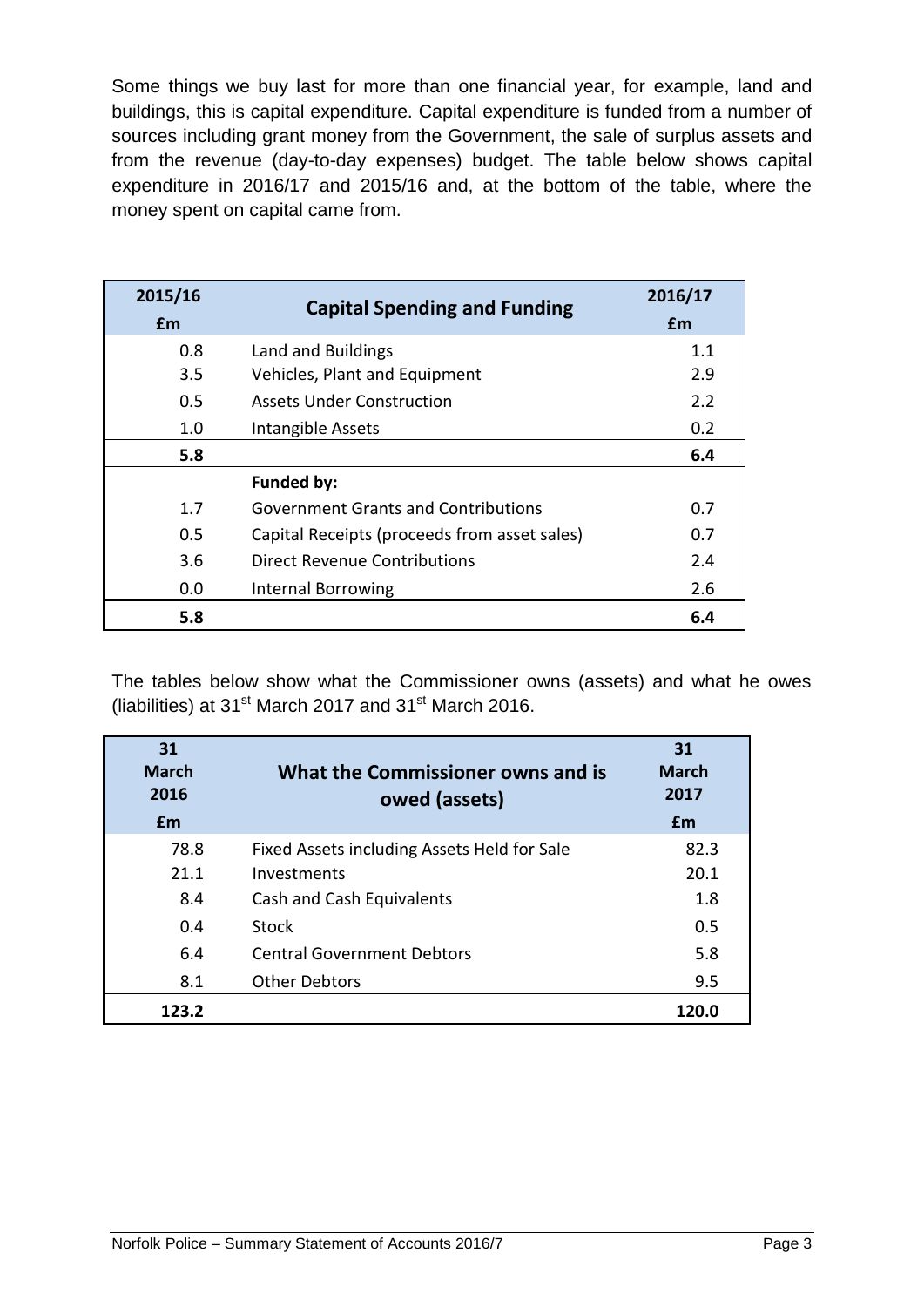Some things we buy last for more than one financial year, for example, land and buildings, this is capital expenditure. Capital expenditure is funded from a number of sources including grant money from the Government, the sale of surplus assets and from the revenue (day-to-day expenses) budget. The table below shows capital expenditure in 2016/17 and 2015/16 and, at the bottom of the table, where the money spent on capital came from.

| 2015/16 £m | Capital Spending and Funding | 2016/17 £m |
|---|---|---|
| 0.8 | Land and Buildings | 1.1 |
| 3.5 | Vehicles, Plant and Equipment | 2.9 |
| 0.5 | Assets Under Construction | 2.2 |
| 1.0 | Intangible Assets | 0.2 |
| **5.8** | | **6.4** |
| | **Funded by:** | |
| 1.7 | Government Grants and Contributions | 0.7 |
| 0.5 | Capital Receipts (proceeds from asset sales) | 0.7 |
| 3.6 | Direct Revenue Contributions | 2.4 |
| 0.0 | Internal Borrowing | 2.6 |
| **5.8** | | **6.4** |

The tables below show what the Commissioner owns (assets) and what he owes (liabilities) at 31st March 2017 and 31st March 2016.

| 31 March 2016 £m | What the Commissioner owns and is owed (assets) | 31 March 2017 £m |
|---|---|---|
| 78.8 | Fixed Assets including Assets Held for Sale | 82.3 |
| 21.1 | Investments | 20.1 |
| 8.4 | Cash and Cash Equivalents | 1.8 |
| 0.4 | Stock | 0.5 |
| 6.4 | Central Government Debtors | 5.8 |
| 8.1 | Other Debtors | 9.5 |
| **123.2** | | **120.0** |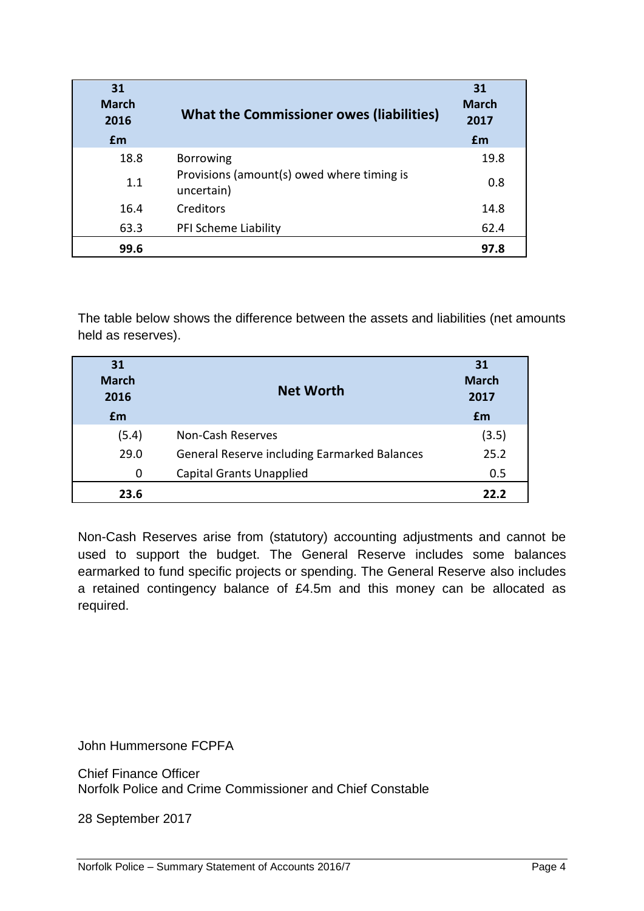| 31 March 2016 £m | What the Commissioner owes (liabilities) | 31 March 2017 £m |
|---|---|---|
| 18.8 | Borrowing | 19.8 |
| 1.1 | Provisions (amount(s) owed where timing is uncertain) | 0.8 |
| 16.4 | Creditors | 14.8 |
| 63.3 | PFI Scheme Liability | 62.4 |
| **99.6** | | **97.8** |

The table below shows the difference between the assets and liabilities (net amounts held as reserves).

| 31 March 2016 £m | Net Worth | 31 March 2017 £m |
|---|---|---|
| (5.4) | Non-Cash Reserves | (3.5) |
| 29.0 | General Reserve including Earmarked Balances | 25.2 |
| 0 | Capital Grants Unapplied | 0.5 |
| **23.6** | | **22.2** |

Non-Cash Reserves arise from (statutory) accounting adjustments and cannot be used to support the budget. The General Reserve includes some balances earmarked to fund specific projects or spending. The General Reserve also includes a retained contingency balance of £4.5m and this money can be allocated as required.

John Hummersone FCPFA

Chief Finance Officer
Norfolk Police and Crime Commissioner and Chief Constable

28 September 2017